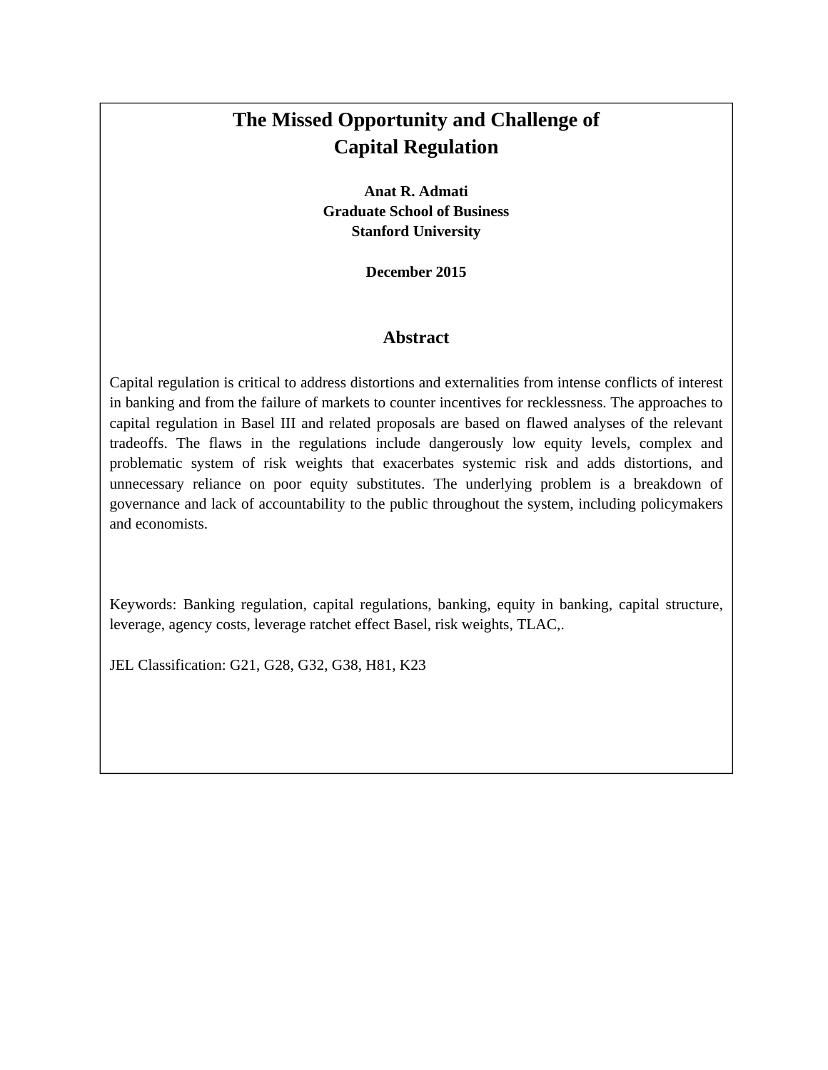# The Missed Opportunity and Challenge of Capital Regulation

**Anat R. Admati**
**Graduate School of Business**
**Stanford University**

**December 2015**

## Abstract

Capital regulation is critical to address distortions and externalities from intense conflicts of interest in banking and from the failure of markets to counter incentives for recklessness. The approaches to capital regulation in Basel III and related proposals are based on flawed analyses of the relevant tradeoffs. The flaws in the regulations include dangerously low equity levels, complex and problematic system of risk weights that exacerbates systemic risk and adds distortions, and unnecessary reliance on poor equity substitutes. The underlying problem is a breakdown of governance and lack of accountability to the public throughout the system, including policymakers and economists.

Keywords: Banking regulation, capital regulations, banking, equity in banking, capital structure, leverage, agency costs, leverage ratchet effect Basel, risk weights, TLAC,.

JEL Classification: G21, G28, G32, G38, H81, K23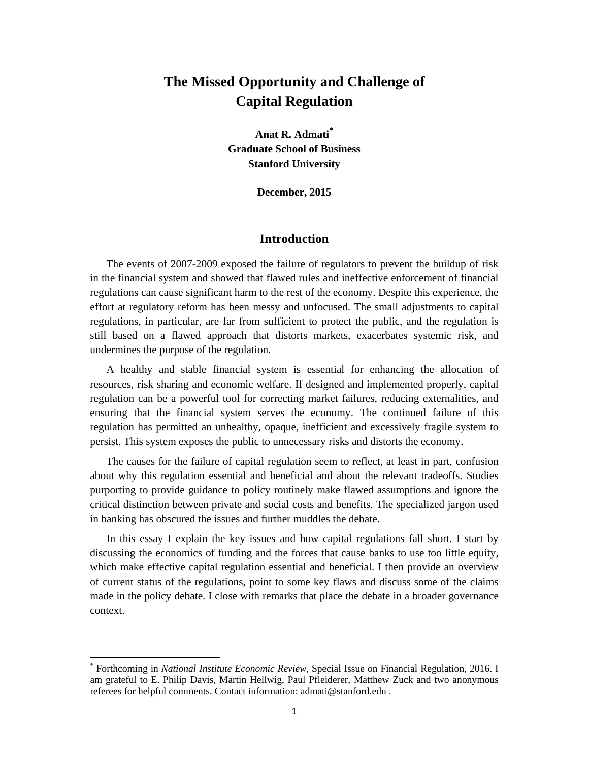# The Missed Opportunity and Challenge of Capital Regulation

**Anat R. Admati[*]**
**Graduate School of Business**
**Stanford University**

**December, 2015**

## Introduction

The events of 2007-2009 exposed the failure of regulators to prevent the buildup of risk in the financial system and showed that flawed rules and ineffective enforcement of financial regulations can cause significant harm to the rest of the economy. Despite this experience, the effort at regulatory reform has been messy and unfocused. The small adjustments to capital regulations, in particular, are far from sufficient to protect the public, and the regulation is still based on a flawed approach that distorts markets, exacerbates systemic risk, and undermines the purpose of the regulation.

A healthy and stable financial system is essential for enhancing the allocation of resources, risk sharing and economic welfare. If designed and implemented properly, capital regulation can be a powerful tool for correcting market failures, reducing externalities, and ensuring that the financial system serves the economy. The continued failure of this regulation has permitted an unhealthy, opaque, inefficient and excessively fragile system to persist. This system exposes the public to unnecessary risks and distorts the economy.

The causes for the failure of capital regulation seem to reflect, at least in part, confusion about why this regulation essential and beneficial and about the relevant tradeoffs. Studies purporting to provide guidance to policy routinely make flawed assumptions and ignore the critical distinction between private and social costs and benefits. The specialized jargon used in banking has obscured the issues and further muddles the debate.

In this essay I explain the key issues and how capital regulations fall short. I start by discussing the economics of funding and the forces that cause banks to use too little equity, which make effective capital regulation essential and beneficial. I then provide an overview of current status of the regulations, point to some key flaws and discuss some of the claims made in the policy debate. I close with remarks that place the debate in a broader governance context.

[*] Forthcoming in *National Institute Economic Review*, Special Issue on Financial Regulation, 2016. I am grateful to E. Philip Davis, Martin Hellwig, Paul Pfleiderer, Matthew Zuck and two anonymous referees for helpful comments. Contact information: admati@stanford.edu .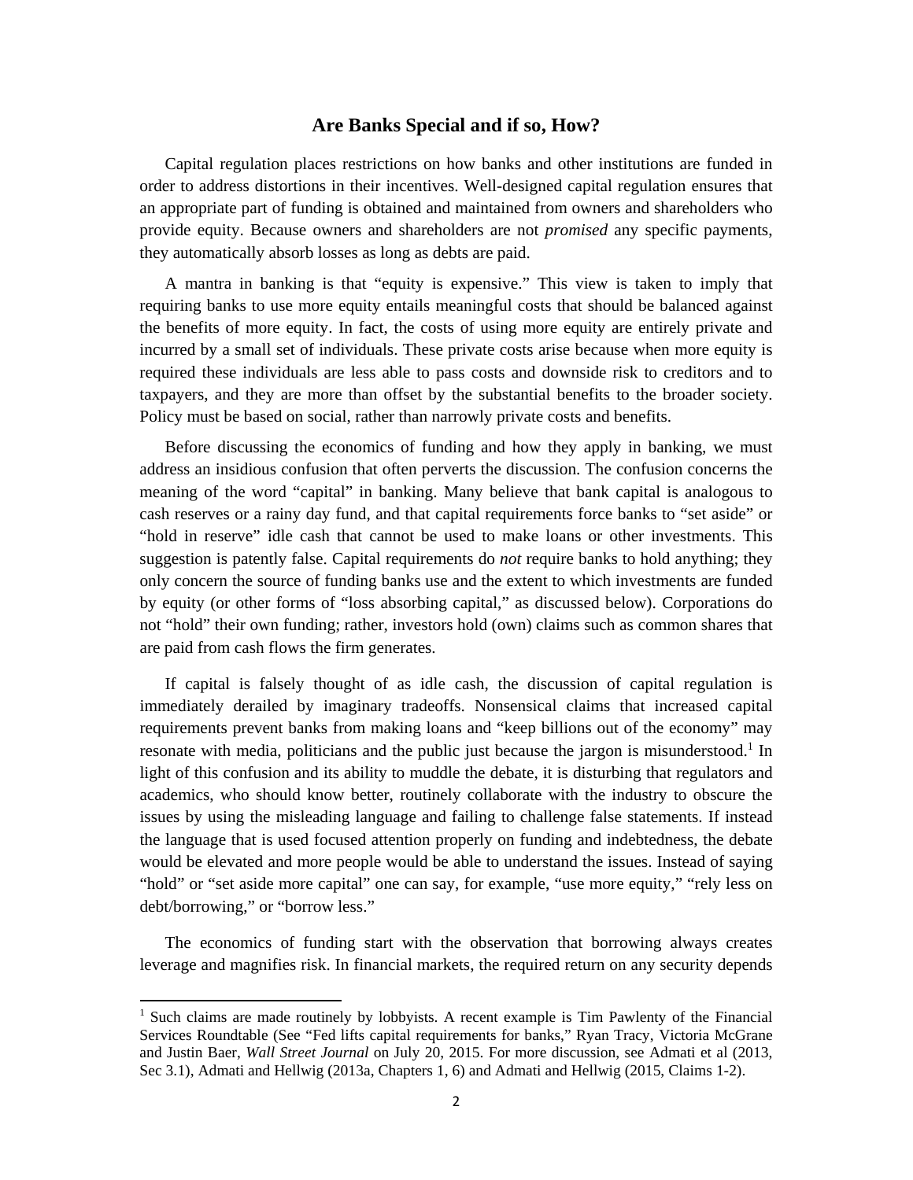## Are Banks Special and if so, How?

Capital regulation places restrictions on how banks and other institutions are funded in order to address distortions in their incentives. Well-designed capital regulation ensures that an appropriate part of funding is obtained and maintained from owners and shareholders who provide equity. Because owners and shareholders are not *promised* any specific payments, they automatically absorb losses as long as debts are paid.

A mantra in banking is that "equity is expensive." This view is taken to imply that requiring banks to use more equity entails meaningful costs that should be balanced against the benefits of more equity. In fact, the costs of using more equity are entirely private and incurred by a small set of individuals. These private costs arise because when more equity is required these individuals are less able to pass costs and downside risk to creditors and to taxpayers, and they are more than offset by the substantial benefits to the broader society. Policy must be based on social, rather than narrowly private costs and benefits.

Before discussing the economics of funding and how they apply in banking, we must address an insidious confusion that often perverts the discussion. The confusion concerns the meaning of the word "capital" in banking. Many believe that bank capital is analogous to cash reserves or a rainy day fund, and that capital requirements force banks to "set aside" or "hold in reserve" idle cash that cannot be used to make loans or other investments. This suggestion is patently false. Capital requirements do *not* require banks to hold anything; they only concern the source of funding banks use and the extent to which investments are funded by equity (or other forms of "loss absorbing capital," as discussed below). Corporations do not "hold" their own funding; rather, investors hold (own) claims such as common shares that are paid from cash flows the firm generates.

If capital is falsely thought of as idle cash, the discussion of capital regulation is immediately derailed by imaginary tradeoffs. Nonsensical claims that increased capital requirements prevent banks from making loans and "keep billions out of the economy" may resonate with media, politicians and the public just because the jargon is misunderstood.[1] In light of this confusion and its ability to muddle the debate, it is disturbing that regulators and academics, who should know better, routinely collaborate with the industry to obscure the issues by using the misleading language and failing to challenge false statements. If instead the language that is used focused attention properly on funding and indebtedness, the debate would be elevated and more people would be able to understand the issues. Instead of saying "hold" or "set aside more capital" one can say, for example, "use more equity," "rely less on debt/borrowing," or "borrow less."

The economics of funding start with the observation that borrowing always creates leverage and magnifies risk. In financial markets, the required return on any security depends

---

[1] Such claims are made routinely by lobbyists. A recent example is Tim Pawlenty of the Financial Services Roundtable (See "Fed lifts capital requirements for banks," Ryan Tracy, Victoria McGrane and Justin Baer, *Wall Street Journal* on July 20, 2015. For more discussion, see Admati et al (2013, Sec 3.1), Admati and Hellwig (2013a, Chapters 1, 6) and Admati and Hellwig (2015, Claims 1-2).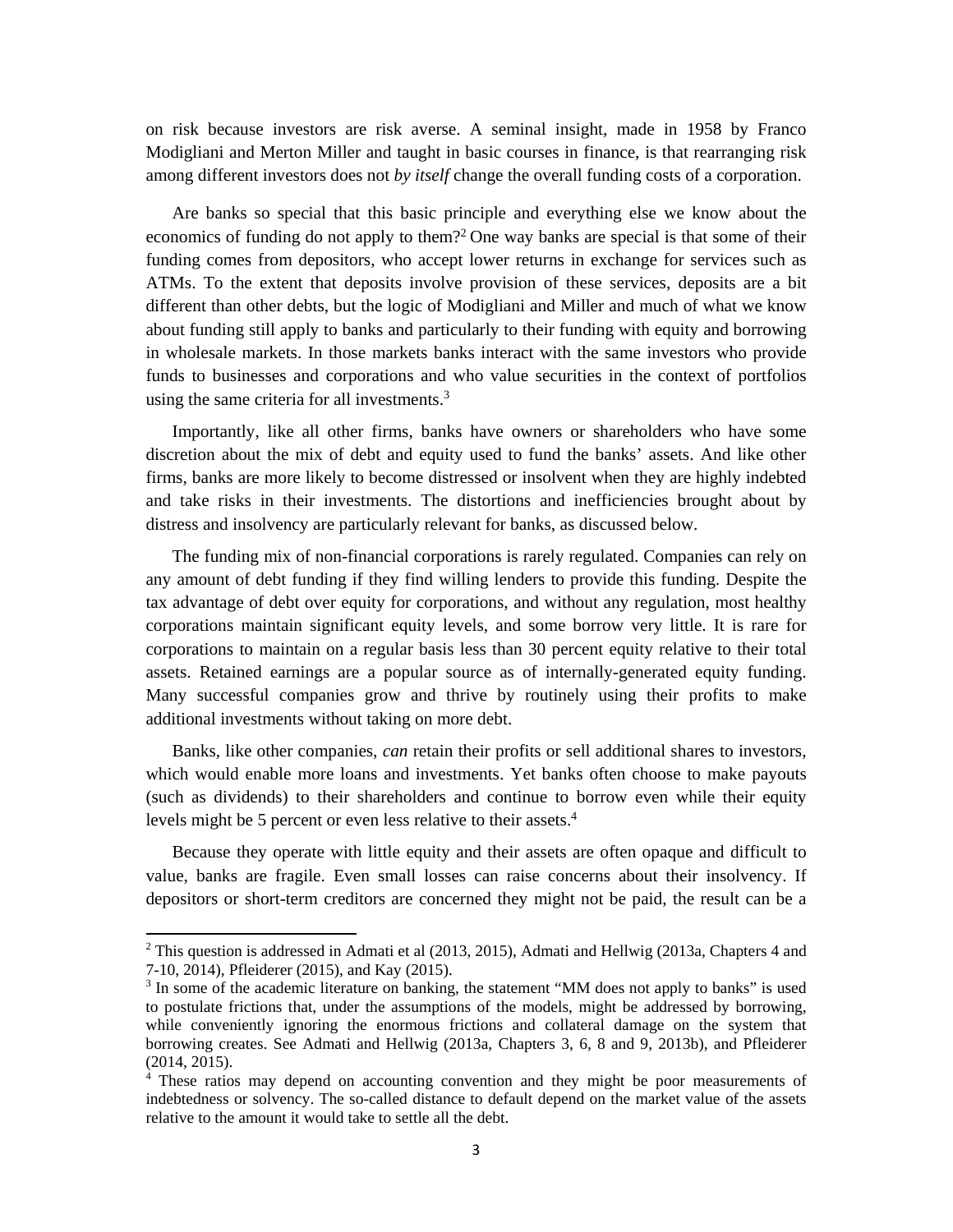on risk because investors are risk averse. A seminal insight, made in 1958 by Franco Modigliani and Merton Miller and taught in basic courses in finance, is that rearranging risk among different investors does not *by itself* change the overall funding costs of a corporation.

Are banks so special that this basic principle and everything else we know about the economics of funding do not apply to them?[2] One way banks are special is that some of their funding comes from depositors, who accept lower returns in exchange for services such as ATMs. To the extent that deposits involve provision of these services, deposits are a bit different than other debts, but the logic of Modigliani and Miller and much of what we know about funding still apply to banks and particularly to their funding with equity and borrowing in wholesale markets. In those markets banks interact with the same investors who provide funds to businesses and corporations and who value securities in the context of portfolios using the same criteria for all investments.[3]

Importantly, like all other firms, banks have owners or shareholders who have some discretion about the mix of debt and equity used to fund the banks' assets. And like other firms, banks are more likely to become distressed or insolvent when they are highly indebted and take risks in their investments. The distortions and inefficiencies brought about by distress and insolvency are particularly relevant for banks, as discussed below.

The funding mix of non-financial corporations is rarely regulated. Companies can rely on any amount of debt funding if they find willing lenders to provide this funding. Despite the tax advantage of debt over equity for corporations, and without any regulation, most healthy corporations maintain significant equity levels, and some borrow very little. It is rare for corporations to maintain on a regular basis less than 30 percent equity relative to their total assets. Retained earnings are a popular source as of internally-generated equity funding. Many successful companies grow and thrive by routinely using their profits to make additional investments without taking on more debt.

Banks, like other companies, *can* retain their profits or sell additional shares to investors, which would enable more loans and investments. Yet banks often choose to make payouts (such as dividends) to their shareholders and continue to borrow even while their equity levels might be 5 percent or even less relative to their assets.[4]

Because they operate with little equity and their assets are often opaque and difficult to value, banks are fragile. Even small losses can raise concerns about their insolvency. If depositors or short-term creditors are concerned they might not be paid, the result can be a

---

[2] This question is addressed in Admati et al (2013, 2015), Admati and Hellwig (2013a, Chapters 4 and 7-10, 2014), Pfleiderer (2015), and Kay (2015).

[3] In some of the academic literature on banking, the statement "MM does not apply to banks" is used to postulate frictions that, under the assumptions of the models, might be addressed by borrowing, while conveniently ignoring the enormous frictions and collateral damage on the system that borrowing creates. See Admati and Hellwig (2013a, Chapters 3, 6, 8 and 9, 2013b), and Pfleiderer (2014, 2015).

[4] These ratios may depend on accounting convention and they might be poor measurements of indebtedness or solvency. The so-called distance to default depend on the market value of the assets relative to the amount it would take to settle all the debt.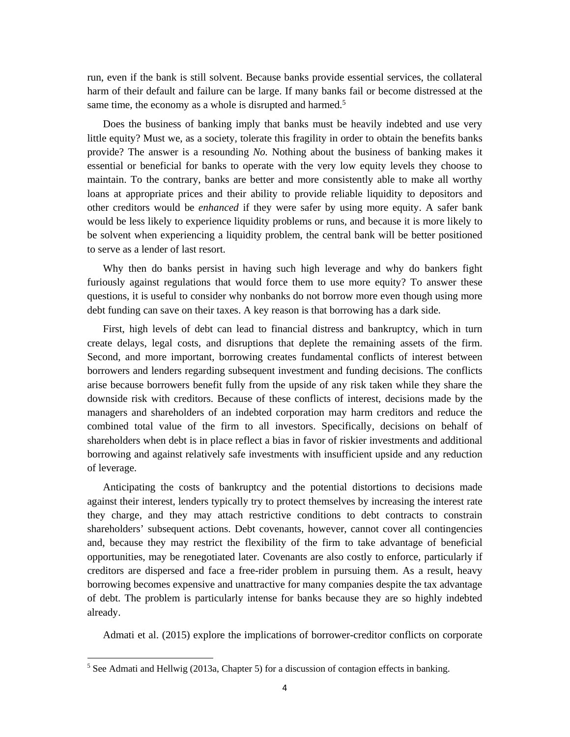run, even if the bank is still solvent. Because banks provide essential services, the collateral harm of their default and failure can be large. If many banks fail or become distressed at the same time, the economy as a whole is disrupted and harmed.[5]

Does the business of banking imply that banks must be heavily indebted and use very little equity? Must we, as a society, tolerate this fragility in order to obtain the benefits banks provide? The answer is a resounding *No.* Nothing about the business of banking makes it essential or beneficial for banks to operate with the very low equity levels they choose to maintain. To the contrary, banks are better and more consistently able to make all worthy loans at appropriate prices and their ability to provide reliable liquidity to depositors and other creditors would be *enhanced* if they were safer by using more equity. A safer bank would be less likely to experience liquidity problems or runs, and because it is more likely to be solvent when experiencing a liquidity problem, the central bank will be better positioned to serve as a lender of last resort.

Why then do banks persist in having such high leverage and why do bankers fight furiously against regulations that would force them to use more equity? To answer these questions, it is useful to consider why nonbanks do not borrow more even though using more debt funding can save on their taxes. A key reason is that borrowing has a dark side.

First, high levels of debt can lead to financial distress and bankruptcy, which in turn create delays, legal costs, and disruptions that deplete the remaining assets of the firm. Second, and more important, borrowing creates fundamental conflicts of interest between borrowers and lenders regarding subsequent investment and funding decisions. The conflicts arise because borrowers benefit fully from the upside of any risk taken while they share the downside risk with creditors. Because of these conflicts of interest, decisions made by the managers and shareholders of an indebted corporation may harm creditors and reduce the combined total value of the firm to all investors. Specifically, decisions on behalf of shareholders when debt is in place reflect a bias in favor of riskier investments and additional borrowing and against relatively safe investments with insufficient upside and any reduction of leverage.

Anticipating the costs of bankruptcy and the potential distortions to decisions made against their interest, lenders typically try to protect themselves by increasing the interest rate they charge, and they may attach restrictive conditions to debt contracts to constrain shareholders' subsequent actions. Debt covenants, however, cannot cover all contingencies and, because they may restrict the flexibility of the firm to take advantage of beneficial opportunities, may be renegotiated later. Covenants are also costly to enforce, particularly if creditors are dispersed and face a free-rider problem in pursuing them. As a result, heavy borrowing becomes expensive and unattractive for many companies despite the tax advantage of debt. The problem is particularly intense for banks because they are so highly indebted already.

Admati et al. (2015) explore the implications of borrower-creditor conflicts on corporate

[5] See Admati and Hellwig (2013a, Chapter 5) for a discussion of contagion effects in banking.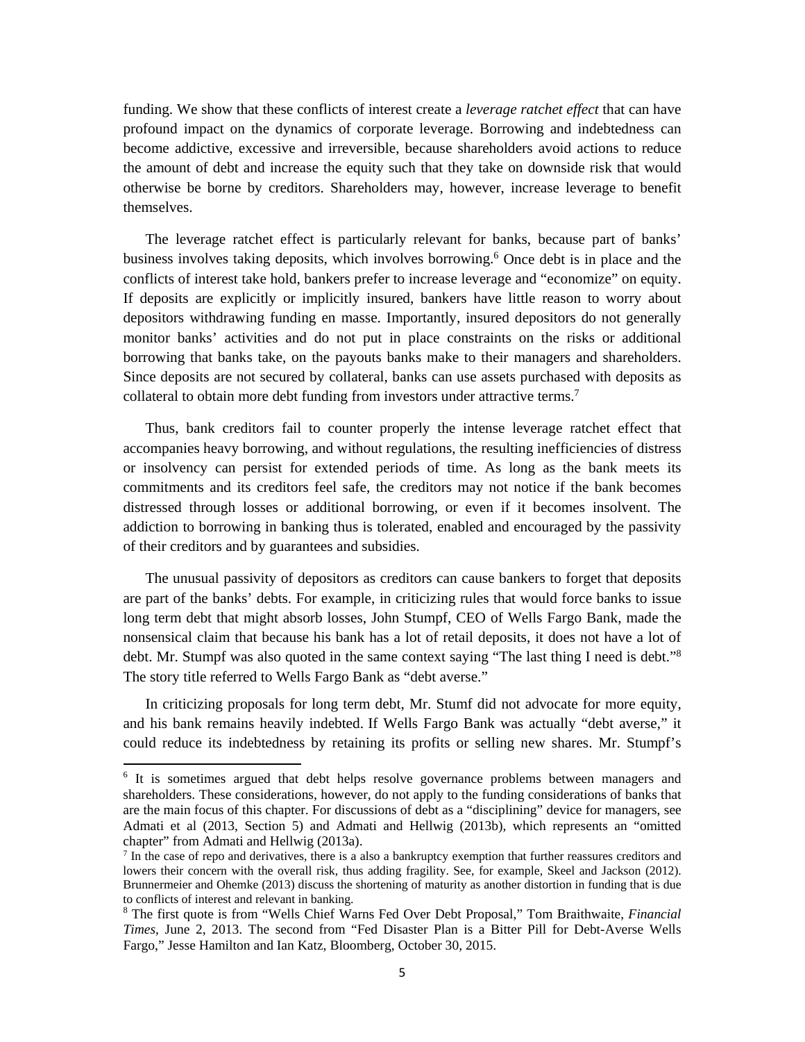funding. We show that these conflicts of interest create a *leverage ratchet effect* that can have profound impact on the dynamics of corporate leverage. Borrowing and indebtedness can become addictive, excessive and irreversible, because shareholders avoid actions to reduce the amount of debt and increase the equity such that they take on downside risk that would otherwise be borne by creditors. Shareholders may, however, increase leverage to benefit themselves.

The leverage ratchet effect is particularly relevant for banks, because part of banks' business involves taking deposits, which involves borrowing.[6] Once debt is in place and the conflicts of interest take hold, bankers prefer to increase leverage and "economize" on equity. If deposits are explicitly or implicitly insured, bankers have little reason to worry about depositors withdrawing funding en masse. Importantly, insured depositors do not generally monitor banks' activities and do not put in place constraints on the risks or additional borrowing that banks take, on the payouts banks make to their managers and shareholders. Since deposits are not secured by collateral, banks can use assets purchased with deposits as collateral to obtain more debt funding from investors under attractive terms.[7]

Thus, bank creditors fail to counter properly the intense leverage ratchet effect that accompanies heavy borrowing, and without regulations, the resulting inefficiencies of distress or insolvency can persist for extended periods of time. As long as the bank meets its commitments and its creditors feel safe, the creditors may not notice if the bank becomes distressed through losses or additional borrowing, or even if it becomes insolvent. The addiction to borrowing in banking thus is tolerated, enabled and encouraged by the passivity of their creditors and by guarantees and subsidies.

The unusual passivity of depositors as creditors can cause bankers to forget that deposits are part of the banks' debts. For example, in criticizing rules that would force banks to issue long term debt that might absorb losses, John Stumpf, CEO of Wells Fargo Bank, made the nonsensical claim that because his bank has a lot of retail deposits, it does not have a lot of debt. Mr. Stumpf was also quoted in the same context saying "The last thing I need is debt."[8] The story title referred to Wells Fargo Bank as "debt averse."

In criticizing proposals for long term debt, Mr. Stumf did not advocate for more equity, and his bank remains heavily indebted. If Wells Fargo Bank was actually "debt averse," it could reduce its indebtedness by retaining its profits or selling new shares. Mr. Stumpf's

---

[6] It is sometimes argued that debt helps resolve governance problems between managers and shareholders. These considerations, however, do not apply to the funding considerations of banks that are the main focus of this chapter. For discussions of debt as a "disciplining" device for managers, see Admati et al (2013, Section 5) and Admati and Hellwig (2013b), which represents an "omitted chapter" from Admati and Hellwig (2013a).

[7] In the case of repo and derivatives, there is a also a bankruptcy exemption that further reassures creditors and lowers their concern with the overall risk, thus adding fragility. See, for example, Skeel and Jackson (2012). Brunnermeier and Ohemke (2013) discuss the shortening of maturity as another distortion in funding that is due to conflicts of interest and relevant in banking.

[8] The first quote is from "Wells Chief Warns Fed Over Debt Proposal," Tom Braithwaite, *Financial Times*, June 2, 2013. The second from "Fed Disaster Plan is a Bitter Pill for Debt-Averse Wells Fargo," Jesse Hamilton and Ian Katz, Bloomberg, October 30, 2015.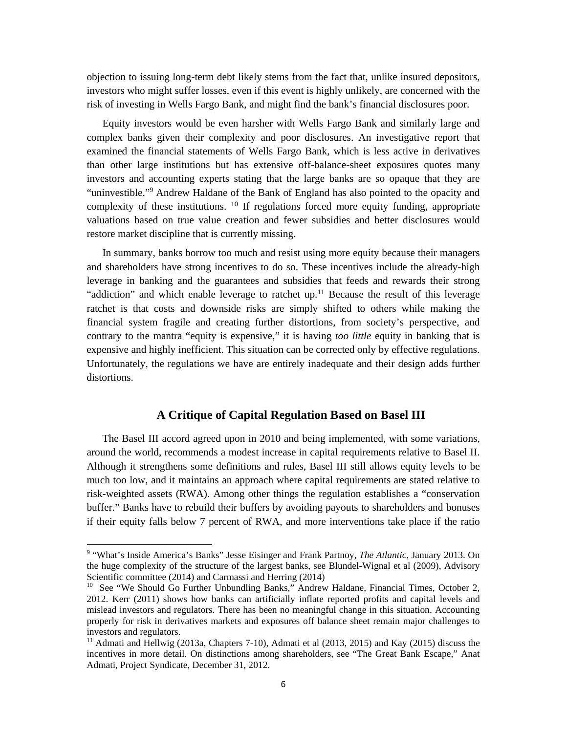objection to issuing long-term debt likely stems from the fact that, unlike insured depositors, investors who might suffer losses, even if this event is highly unlikely, are concerned with the risk of investing in Wells Fargo Bank, and might find the bank's financial disclosures poor.

Equity investors would be even harsher with Wells Fargo Bank and similarly large and complex banks given their complexity and poor disclosures. An investigative report that examined the financial statements of Wells Fargo Bank, which is less active in derivatives than other large institutions but has extensive off-balance-sheet exposures quotes many investors and accounting experts stating that the large banks are so opaque that they are "uninvestible."[9] Andrew Haldane of the Bank of England has also pointed to the opacity and complexity of these institutions. [10] If regulations forced more equity funding, appropriate valuations based on true value creation and fewer subsidies and better disclosures would restore market discipline that is currently missing.

In summary, banks borrow too much and resist using more equity because their managers and shareholders have strong incentives to do so. These incentives include the already-high leverage in banking and the guarantees and subsidies that feeds and rewards their strong "addiction" and which enable leverage to ratchet up.[11] Because the result of this leverage ratchet is that costs and downside risks are simply shifted to others while making the financial system fragile and creating further distortions, from society's perspective, and contrary to the mantra "equity is expensive," it is having *too little* equity in banking that is expensive and highly inefficient. This situation can be corrected only by effective regulations. Unfortunately, the regulations we have are entirely inadequate and their design adds further distortions.

## A Critique of Capital Regulation Based on Basel III

The Basel III accord agreed upon in 2010 and being implemented, with some variations, around the world, recommends a modest increase in capital requirements relative to Basel II. Although it strengthens some definitions and rules, Basel III still allows equity levels to be much too low, and it maintains an approach where capital requirements are stated relative to risk-weighted assets (RWA). Among other things the regulation establishes a "conservation buffer." Banks have to rebuild their buffers by avoiding payouts to shareholders and bonuses if their equity falls below 7 percent of RWA, and more interventions take place if the ratio

---

[9] "What's Inside America's Banks" Jesse Eisinger and Frank Partnoy, *The Atlantic*, January 2013. On the huge complexity of the structure of the largest banks, see Blundel-Wignal et al (2009), Advisory Scientific committee (2014) and Carmassi and Herring (2014)

[10] See "We Should Go Further Unbundling Banks," Andrew Haldane, Financial Times, October 2, 2012. Kerr (2011) shows how banks can artificially inflate reported profits and capital levels and mislead investors and regulators. There has been no meaningful change in this situation. Accounting properly for risk in derivatives markets and exposures off balance sheet remain major challenges to investors and regulators.

[11] Admati and Hellwig (2013a, Chapters 7-10), Admati et al (2013, 2015) and Kay (2015) discuss the incentives in more detail. On distinctions among shareholders, see "The Great Bank Escape," Anat Admati, Project Syndicate, December 31, 2012.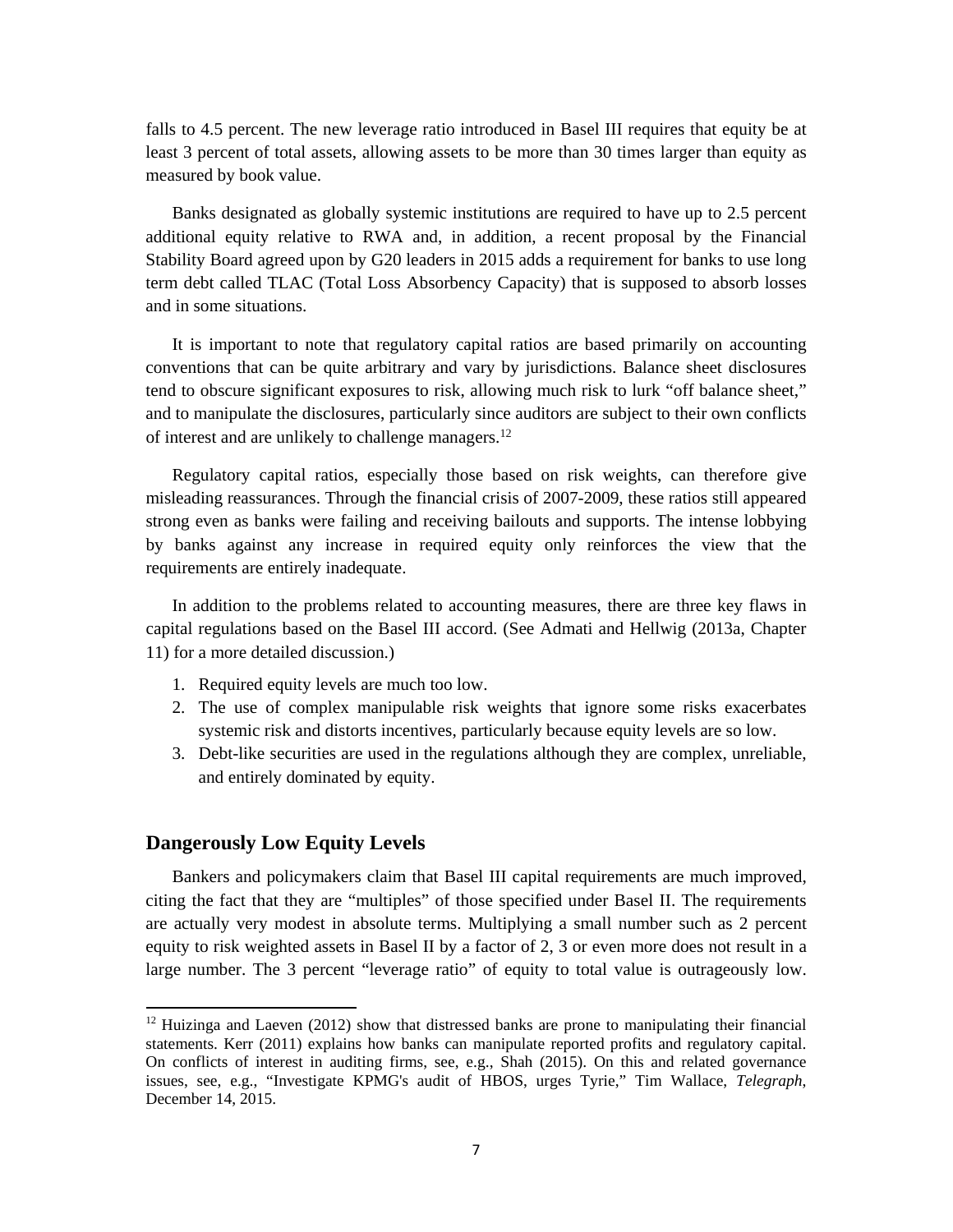falls to 4.5 percent. The new leverage ratio introduced in Basel III requires that equity be at least 3 percent of total assets, allowing assets to be more than 30 times larger than equity as measured by book value.

Banks designated as globally systemic institutions are required to have up to 2.5 percent additional equity relative to RWA and, in addition, a recent proposal by the Financial Stability Board agreed upon by G20 leaders in 2015 adds a requirement for banks to use long term debt called TLAC (Total Loss Absorbency Capacity) that is supposed to absorb losses and in some situations.

It is important to note that regulatory capital ratios are based primarily on accounting conventions that can be quite arbitrary and vary by jurisdictions. Balance sheet disclosures tend to obscure significant exposures to risk, allowing much risk to lurk "off balance sheet," and to manipulate the disclosures, particularly since auditors are subject to their own conflicts of interest and are unlikely to challenge managers.[12]

Regulatory capital ratios, especially those based on risk weights, can therefore give misleading reassurances. Through the financial crisis of 2007-2009, these ratios still appeared strong even as banks were failing and receiving bailouts and supports. The intense lobbying by banks against any increase in required equity only reinforces the view that the requirements are entirely inadequate.

In addition to the problems related to accounting measures, there are three key flaws in capital regulations based on the Basel III accord. (See Admati and Hellwig (2013a, Chapter 11) for a more detailed discussion.)

1. Required equity levels are much too low.
2. The use of complex manipulable risk weights that ignore some risks exacerbates systemic risk and distorts incentives, particularly because equity levels are so low.
3. Debt-like securities are used in the regulations although they are complex, unreliable, and entirely dominated by equity.

## Dangerously Low Equity Levels

Bankers and policymakers claim that Basel III capital requirements are much improved, citing the fact that they are "multiples" of those specified under Basel II. The requirements are actually very modest in absolute terms. Multiplying a small number such as 2 percent equity to risk weighted assets in Basel II by a factor of 2, 3 or even more does not result in a large number. The 3 percent "leverage ratio" of equity to total value is outrageously low.

---

[12] Huizinga and Laeven (2012) show that distressed banks are prone to manipulating their financial statements. Kerr (2011) explains how banks can manipulate reported profits and regulatory capital. On conflicts of interest in auditing firms, see, e.g., Shah (2015). On this and related governance issues, see, e.g., "Investigate KPMG's audit of HBOS, urges Tyrie," Tim Wallace, *Telegraph*, December 14, 2015.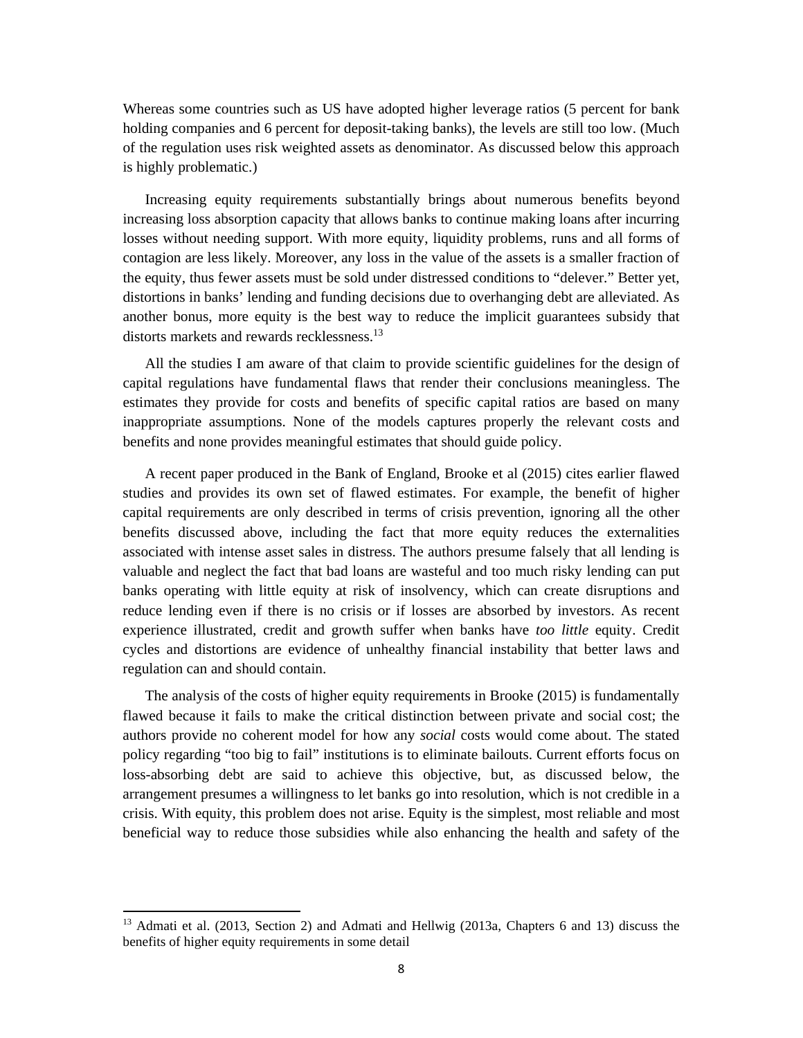Whereas some countries such as US have adopted higher leverage ratios (5 percent for bank holding companies and 6 percent for deposit-taking banks), the levels are still too low. (Much of the regulation uses risk weighted assets as denominator. As discussed below this approach is highly problematic.)

Increasing equity requirements substantially brings about numerous benefits beyond increasing loss absorption capacity that allows banks to continue making loans after incurring losses without needing support. With more equity, liquidity problems, runs and all forms of contagion are less likely. Moreover, any loss in the value of the assets is a smaller fraction of the equity, thus fewer assets must be sold under distressed conditions to "delever." Better yet, distortions in banks' lending and funding decisions due to overhanging debt are alleviated. As another bonus, more equity is the best way to reduce the implicit guarantees subsidy that distorts markets and rewards recklessness.[13]

All the studies I am aware of that claim to provide scientific guidelines for the design of capital regulations have fundamental flaws that render their conclusions meaningless. The estimates they provide for costs and benefits of specific capital ratios are based on many inappropriate assumptions. None of the models captures properly the relevant costs and benefits and none provides meaningful estimates that should guide policy.

A recent paper produced in the Bank of England, Brooke et al (2015) cites earlier flawed studies and provides its own set of flawed estimates. For example, the benefit of higher capital requirements are only described in terms of crisis prevention, ignoring all the other benefits discussed above, including the fact that more equity reduces the externalities associated with intense asset sales in distress. The authors presume falsely that all lending is valuable and neglect the fact that bad loans are wasteful and too much risky lending can put banks operating with little equity at risk of insolvency, which can create disruptions and reduce lending even if there is no crisis or if losses are absorbed by investors. As recent experience illustrated, credit and growth suffer when banks have *too little* equity. Credit cycles and distortions are evidence of unhealthy financial instability that better laws and regulation can and should contain.

The analysis of the costs of higher equity requirements in Brooke (2015) is fundamentally flawed because it fails to make the critical distinction between private and social cost; the authors provide no coherent model for how any *social* costs would come about. The stated policy regarding "too big to fail" institutions is to eliminate bailouts. Current efforts focus on loss-absorbing debt are said to achieve this objective, but, as discussed below, the arrangement presumes a willingness to let banks go into resolution, which is not credible in a crisis. With equity, this problem does not arise. Equity is the simplest, most reliable and most beneficial way to reduce those subsidies while also enhancing the health and safety of the

[13] Admati et al. (2013, Section 2) and Admati and Hellwig (2013a, Chapters 6 and 13) discuss the benefits of higher equity requirements in some detail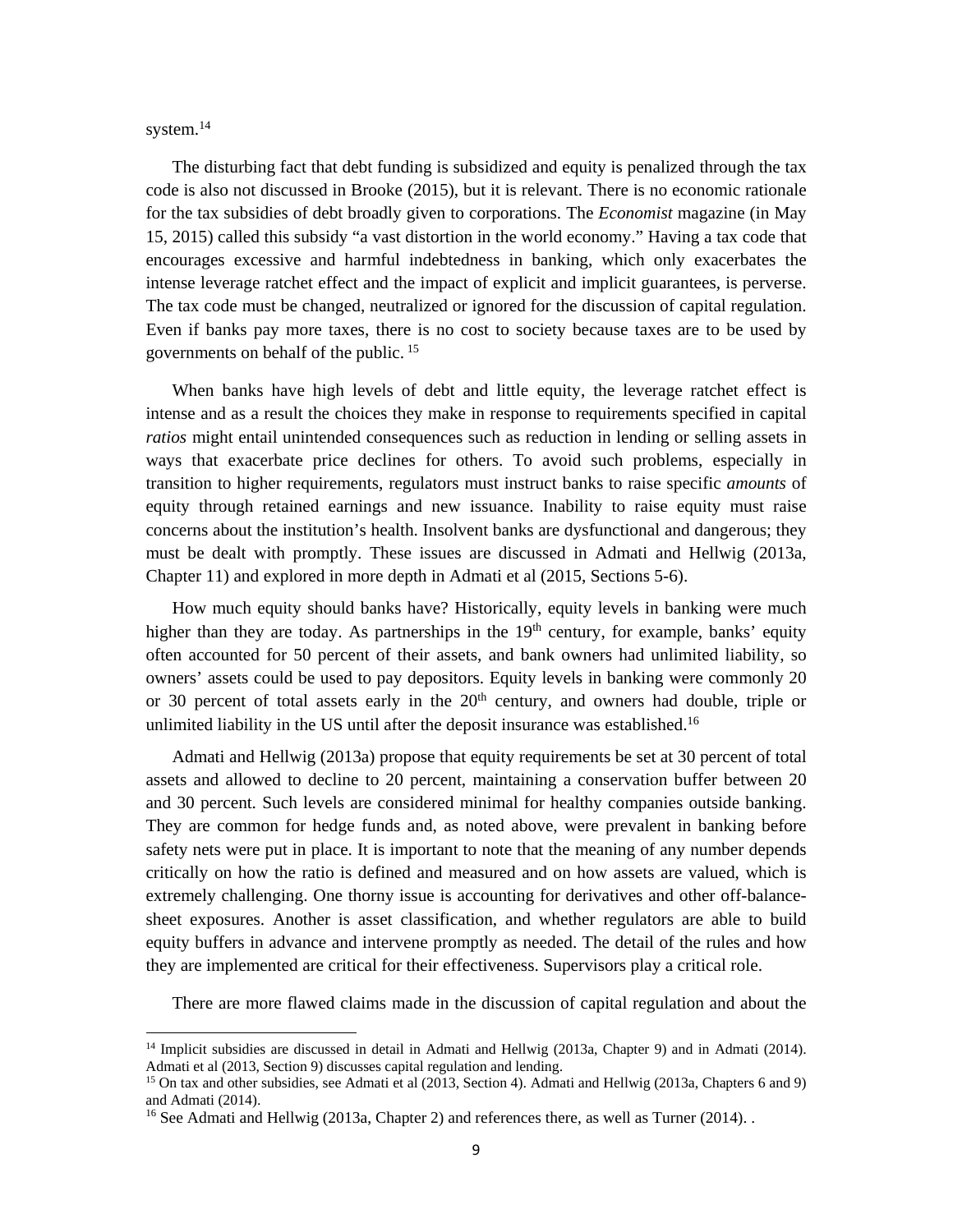system.[14]

The disturbing fact that debt funding is subsidized and equity is penalized through the tax code is also not discussed in Brooke (2015), but it is relevant. There is no economic rationale for the tax subsidies of debt broadly given to corporations. The *Economist* magazine (in May 15, 2015) called this subsidy "a vast distortion in the world economy." Having a tax code that encourages excessive and harmful indebtedness in banking, which only exacerbates the intense leverage ratchet effect and the impact of explicit and implicit guarantees, is perverse. The tax code must be changed, neutralized or ignored for the discussion of capital regulation. Even if banks pay more taxes, there is no cost to society because taxes are to be used by governments on behalf of the public. [15]

When banks have high levels of debt and little equity, the leverage ratchet effect is intense and as a result the choices they make in response to requirements specified in capital *ratios* might entail unintended consequences such as reduction in lending or selling assets in ways that exacerbate price declines for others. To avoid such problems, especially in transition to higher requirements, regulators must instruct banks to raise specific *amounts* of equity through retained earnings and new issuance. Inability to raise equity must raise concerns about the institution's health. Insolvent banks are dysfunctional and dangerous; they must be dealt with promptly. These issues are discussed in Admati and Hellwig (2013a, Chapter 11) and explored in more depth in Admati et al (2015, Sections 5-6).

How much equity should banks have? Historically, equity levels in banking were much higher than they are today. As partnerships in the 19th century, for example, banks' equity often accounted for 50 percent of their assets, and bank owners had unlimited liability, so owners' assets could be used to pay depositors. Equity levels in banking were commonly 20 or 30 percent of total assets early in the 20th century, and owners had double, triple or unlimited liability in the US until after the deposit insurance was established.[16]

Admati and Hellwig (2013a) propose that equity requirements be set at 30 percent of total assets and allowed to decline to 20 percent, maintaining a conservation buffer between 20 and 30 percent. Such levels are considered minimal for healthy companies outside banking. They are common for hedge funds and, as noted above, were prevalent in banking before safety nets were put in place. It is important to note that the meaning of any number depends critically on how the ratio is defined and measured and on how assets are valued, which is extremely challenging. One thorny issue is accounting for derivatives and other off-balance-sheet exposures. Another is asset classification, and whether regulators are able to build equity buffers in advance and intervene promptly as needed. The detail of the rules and how they are implemented are critical for their effectiveness. Supervisors play a critical role.

There are more flawed claims made in the discussion of capital regulation and about the

---

[14] Implicit subsidies are discussed in detail in Admati and Hellwig (2013a, Chapter 9) and in Admati (2014). Admati et al (2013, Section 9) discusses capital regulation and lending.

[15] On tax and other subsidies, see Admati et al (2013, Section 4). Admati and Hellwig (2013a, Chapters 6 and 9) and Admati (2014).

[16] See Admati and Hellwig (2013a, Chapter 2) and references there, as well as Turner (2014). .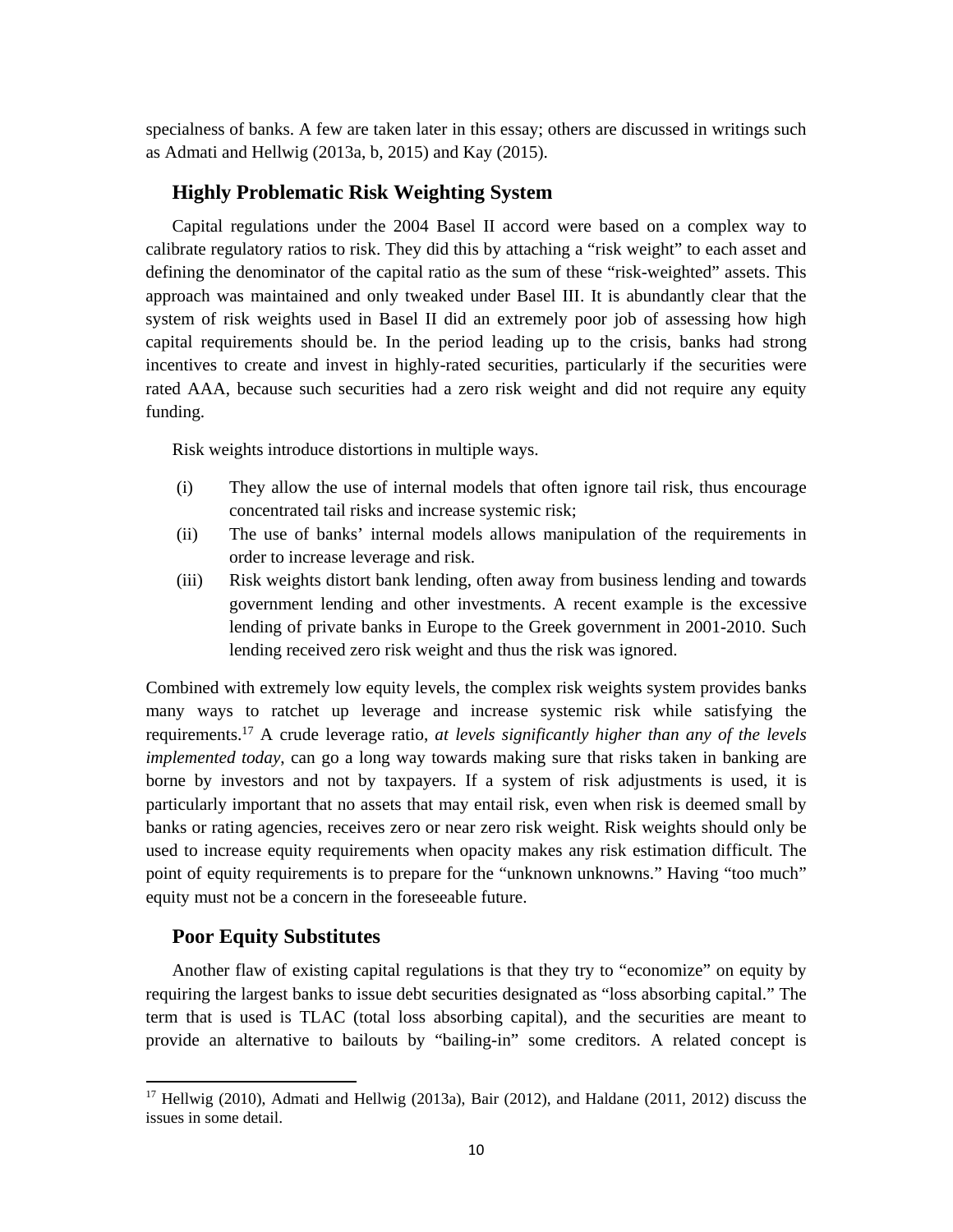specialness of banks. A few are taken later in this essay; others are discussed in writings such as Admati and Hellwig (2013a, b, 2015) and Kay (2015).

## Highly Problematic Risk Weighting System

Capital regulations under the 2004 Basel II accord were based on a complex way to calibrate regulatory ratios to risk. They did this by attaching a "risk weight" to each asset and defining the denominator of the capital ratio as the sum of these "risk-weighted" assets. This approach was maintained and only tweaked under Basel III. It is abundantly clear that the system of risk weights used in Basel II did an extremely poor job of assessing how high capital requirements should be. In the period leading up to the crisis, banks had strong incentives to create and invest in highly-rated securities, particularly if the securities were rated AAA, because such securities had a zero risk weight and did not require any equity funding.

Risk weights introduce distortions in multiple ways.

(i) They allow the use of internal models that often ignore tail risk, thus encourage concentrated tail risks and increase systemic risk;

(ii) The use of banks' internal models allows manipulation of the requirements in order to increase leverage and risk.

(iii) Risk weights distort bank lending, often away from business lending and towards government lending and other investments. A recent example is the excessive lending of private banks in Europe to the Greek government in 2001-2010. Such lending received zero risk weight and thus the risk was ignored.

Combined with extremely low equity levels, the complex risk weights system provides banks many ways to ratchet up leverage and increase systemic risk while satisfying the requirements.[17] A crude leverage ratio, *at levels significantly higher than any of the levels implemented today*, can go a long way towards making sure that risks taken in banking are borne by investors and not by taxpayers. If a system of risk adjustments is used, it is particularly important that no assets that may entail risk, even when risk is deemed small by banks or rating agencies, receives zero or near zero risk weight. Risk weights should only be used to increase equity requirements when opacity makes any risk estimation difficult. The point of equity requirements is to prepare for the "unknown unknowns." Having "too much" equity must not be a concern in the foreseeable future.

## Poor Equity Substitutes

Another flaw of existing capital regulations is that they try to "economize" on equity by requiring the largest banks to issue debt securities designated as "loss absorbing capital." The term that is used is TLAC (total loss absorbing capital), and the securities are meant to provide an alternative to bailouts by "bailing-in" some creditors. A related concept is

---

[17] Hellwig (2010), Admati and Hellwig (2013a), Bair (2012), and Haldane (2011, 2012) discuss the issues in some detail.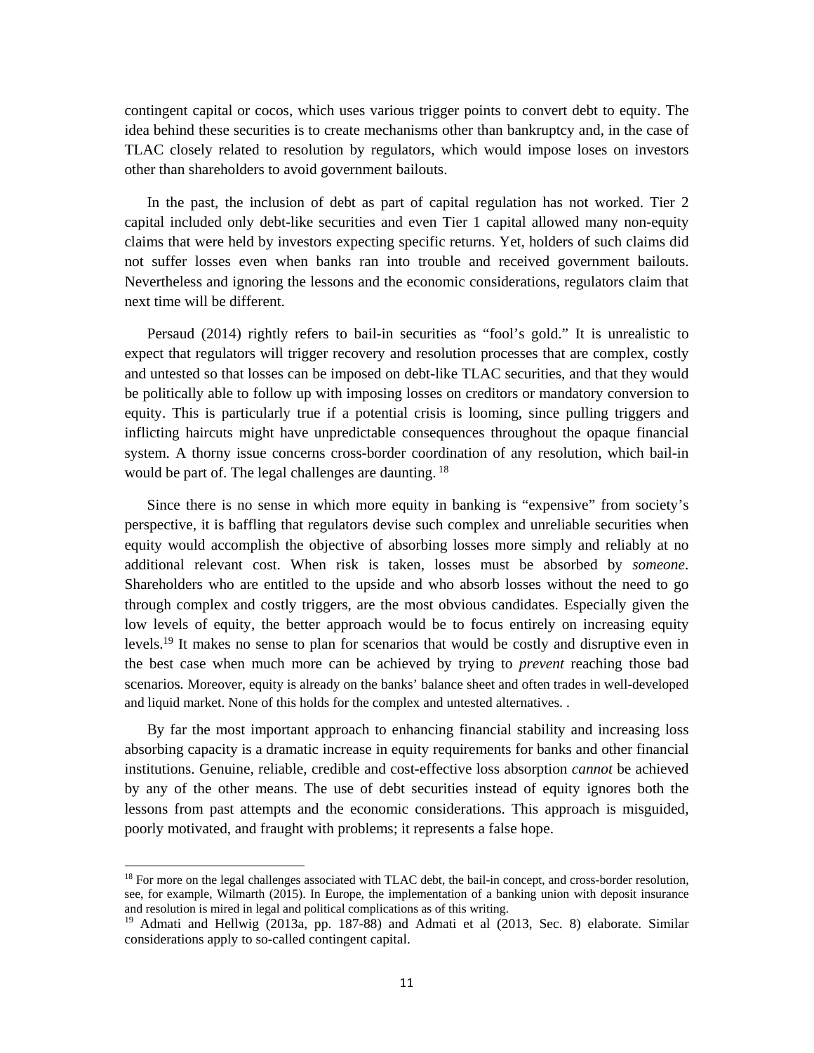contingent capital or cocos, which uses various trigger points to convert debt to equity. The idea behind these securities is to create mechanisms other than bankruptcy and, in the case of TLAC closely related to resolution by regulators, which would impose loses on investors other than shareholders to avoid government bailouts.

In the past, the inclusion of debt as part of capital regulation has not worked. Tier 2 capital included only debt-like securities and even Tier 1 capital allowed many non-equity claims that were held by investors expecting specific returns. Yet, holders of such claims did not suffer losses even when banks ran into trouble and received government bailouts. Nevertheless and ignoring the lessons and the economic considerations, regulators claim that next time will be different.

Persaud (2014) rightly refers to bail-in securities as "fool's gold." It is unrealistic to expect that regulators will trigger recovery and resolution processes that are complex, costly and untested so that losses can be imposed on debt-like TLAC securities, and that they would be politically able to follow up with imposing losses on creditors or mandatory conversion to equity. This is particularly true if a potential crisis is looming, since pulling triggers and inflicting haircuts might have unpredictable consequences throughout the opaque financial system. A thorny issue concerns cross-border coordination of any resolution, which bail-in would be part of. The legal challenges are daunting.[18]

Since there is no sense in which more equity in banking is "expensive" from society's perspective, it is baffling that regulators devise such complex and unreliable securities when equity would accomplish the objective of absorbing losses more simply and reliably at no additional relevant cost. When risk is taken, losses must be absorbed by *someone*. Shareholders who are entitled to the upside and who absorb losses without the need to go through complex and costly triggers, are the most obvious candidates. Especially given the low levels of equity, the better approach would be to focus entirely on increasing equity levels.[19] It makes no sense to plan for scenarios that would be costly and disruptive even in the best case when much more can be achieved by trying to *prevent* reaching those bad scenarios. Moreover, equity is already on the banks' balance sheet and often trades in well-developed and liquid market. None of this holds for the complex and untested alternatives. .

By far the most important approach to enhancing financial stability and increasing loss absorbing capacity is a dramatic increase in equity requirements for banks and other financial institutions. Genuine, reliable, credible and cost-effective loss absorption *cannot* be achieved by any of the other means. The use of debt securities instead of equity ignores both the lessons from past attempts and the economic considerations. This approach is misguided, poorly motivated, and fraught with problems; it represents a false hope.

---

[18] For more on the legal challenges associated with TLAC debt, the bail-in concept, and cross-border resolution, see, for example, Wilmarth (2015). In Europe, the implementation of a banking union with deposit insurance and resolution is mired in legal and political complications as of this writing.

[19] Admati and Hellwig (2013a, pp. 187-88) and Admati et al (2013, Sec. 8) elaborate. Similar considerations apply to so-called contingent capital.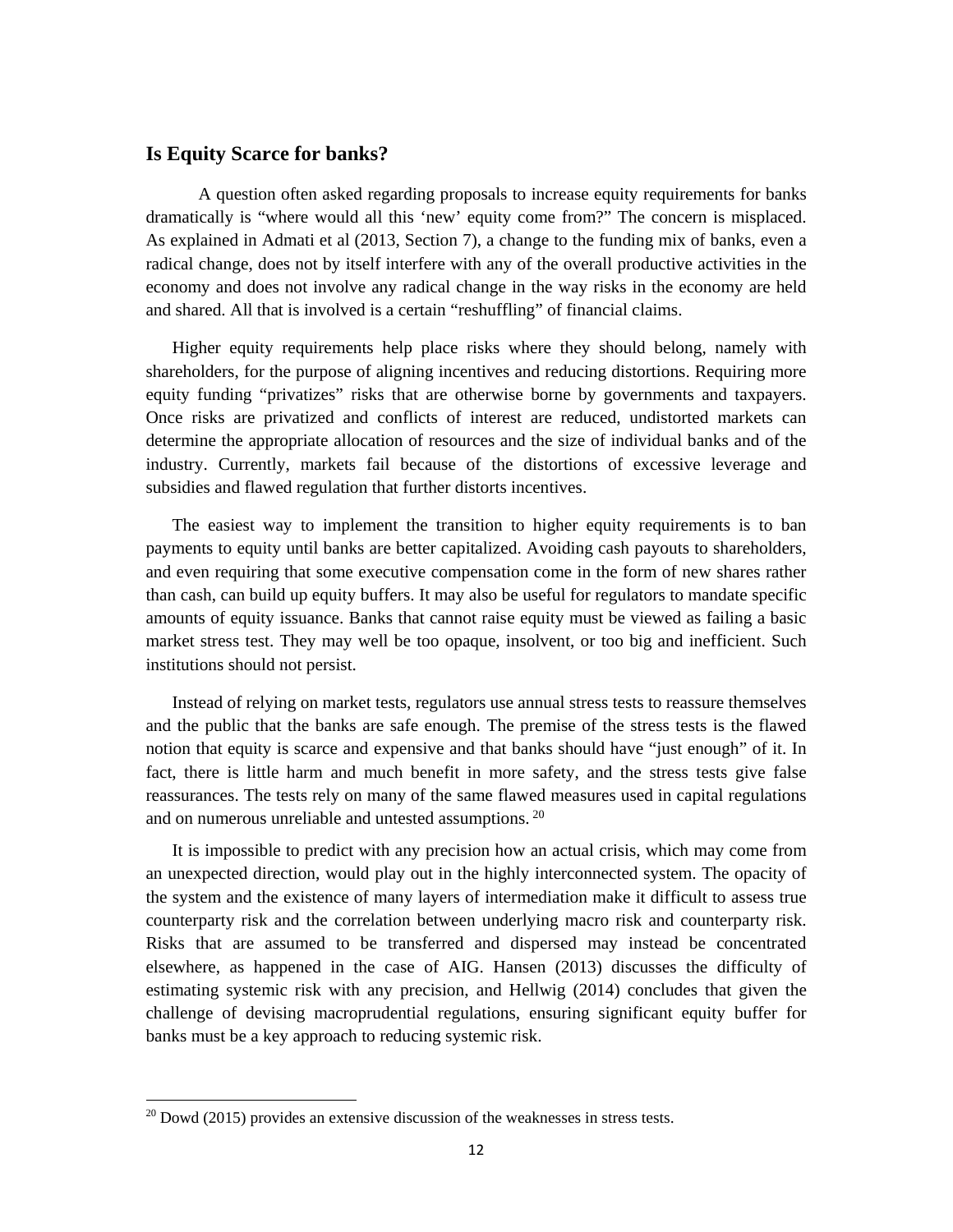## Is Equity Scarce for banks?

A question often asked regarding proposals to increase equity requirements for banks dramatically is "where would all this 'new' equity come from?" The concern is misplaced. As explained in Admati et al (2013, Section 7), a change to the funding mix of banks, even a radical change, does not by itself interfere with any of the overall productive activities in the economy and does not involve any radical change in the way risks in the economy are held and shared. All that is involved is a certain "reshuffling" of financial claims.

Higher equity requirements help place risks where they should belong, namely with shareholders, for the purpose of aligning incentives and reducing distortions. Requiring more equity funding "privatizes" risks that are otherwise borne by governments and taxpayers. Once risks are privatized and conflicts of interest are reduced, undistorted markets can determine the appropriate allocation of resources and the size of individual banks and of the industry. Currently, markets fail because of the distortions of excessive leverage and subsidies and flawed regulation that further distorts incentives.

The easiest way to implement the transition to higher equity requirements is to ban payments to equity until banks are better capitalized. Avoiding cash payouts to shareholders, and even requiring that some executive compensation come in the form of new shares rather than cash, can build up equity buffers. It may also be useful for regulators to mandate specific amounts of equity issuance. Banks that cannot raise equity must be viewed as failing a basic market stress test. They may well be too opaque, insolvent, or too big and inefficient. Such institutions should not persist.

Instead of relying on market tests, regulators use annual stress tests to reassure themselves and the public that the banks are safe enough. The premise of the stress tests is the flawed notion that equity is scarce and expensive and that banks should have "just enough" of it. In fact, there is little harm and much benefit in more safety, and the stress tests give false reassurances. The tests rely on many of the same flawed measures used in capital regulations and on numerous unreliable and untested assumptions. [20]

It is impossible to predict with any precision how an actual crisis, which may come from an unexpected direction, would play out in the highly interconnected system. The opacity of the system and the existence of many layers of intermediation make it difficult to assess true counterparty risk and the correlation between underlying macro risk and counterparty risk. Risks that are assumed to be transferred and dispersed may instead be concentrated elsewhere, as happened in the case of AIG. Hansen (2013) discusses the difficulty of estimating systemic risk with any precision, and Hellwig (2014) concludes that given the challenge of devising macroprudential regulations, ensuring significant equity buffer for banks must be a key approach to reducing systemic risk.

[20] Dowd (2015) provides an extensive discussion of the weaknesses in stress tests.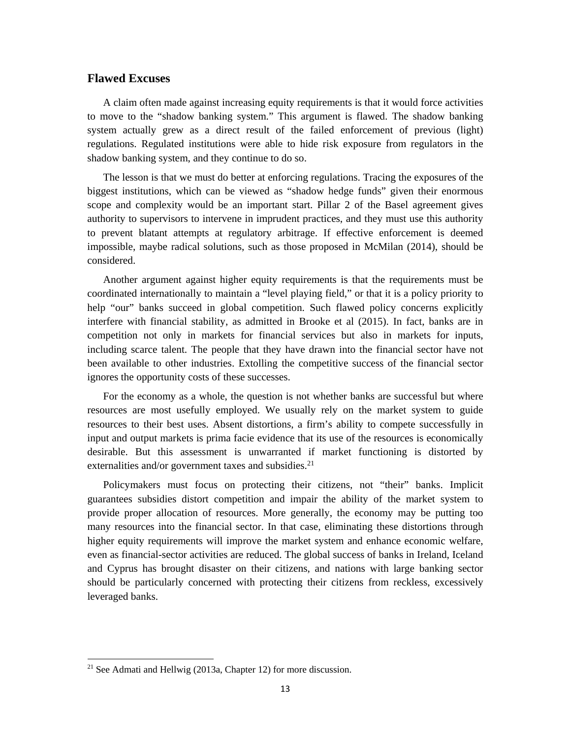## Flawed Excuses

A claim often made against increasing equity requirements is that it would force activities to move to the "shadow banking system." This argument is flawed. The shadow banking system actually grew as a direct result of the failed enforcement of previous (light) regulations. Regulated institutions were able to hide risk exposure from regulators in the shadow banking system, and they continue to do so.

The lesson is that we must do better at enforcing regulations. Tracing the exposures of the biggest institutions, which can be viewed as "shadow hedge funds" given their enormous scope and complexity would be an important start. Pillar 2 of the Basel agreement gives authority to supervisors to intervene in imprudent practices, and they must use this authority to prevent blatant attempts at regulatory arbitrage. If effective enforcement is deemed impossible, maybe radical solutions, such as those proposed in McMilan (2014), should be considered.

Another argument against higher equity requirements is that the requirements must be coordinated internationally to maintain a "level playing field," or that it is a policy priority to help "our" banks succeed in global competition. Such flawed policy concerns explicitly interfere with financial stability, as admitted in Brooke et al (2015). In fact, banks are in competition not only in markets for financial services but also in markets for inputs, including scarce talent. The people that they have drawn into the financial sector have not been available to other industries. Extolling the competitive success of the financial sector ignores the opportunity costs of these successes.

For the economy as a whole, the question is not whether banks are successful but where resources are most usefully employed. We usually rely on the market system to guide resources to their best uses. Absent distortions, a firm's ability to compete successfully in input and output markets is prima facie evidence that its use of the resources is economically desirable. But this assessment is unwarranted if market functioning is distorted by externalities and/or government taxes and subsidies.[21]

Policymakers must focus on protecting their citizens, not "their" banks. Implicit guarantees subsidies distort competition and impair the ability of the market system to provide proper allocation of resources. More generally, the economy may be putting too many resources into the financial sector. In that case, eliminating these distortions through higher equity requirements will improve the market system and enhance economic welfare, even as financial-sector activities are reduced. The global success of banks in Ireland, Iceland and Cyprus has brought disaster on their citizens, and nations with large banking sector should be particularly concerned with protecting their citizens from reckless, excessively leveraged banks.

[21] See Admati and Hellwig (2013a, Chapter 12) for more discussion.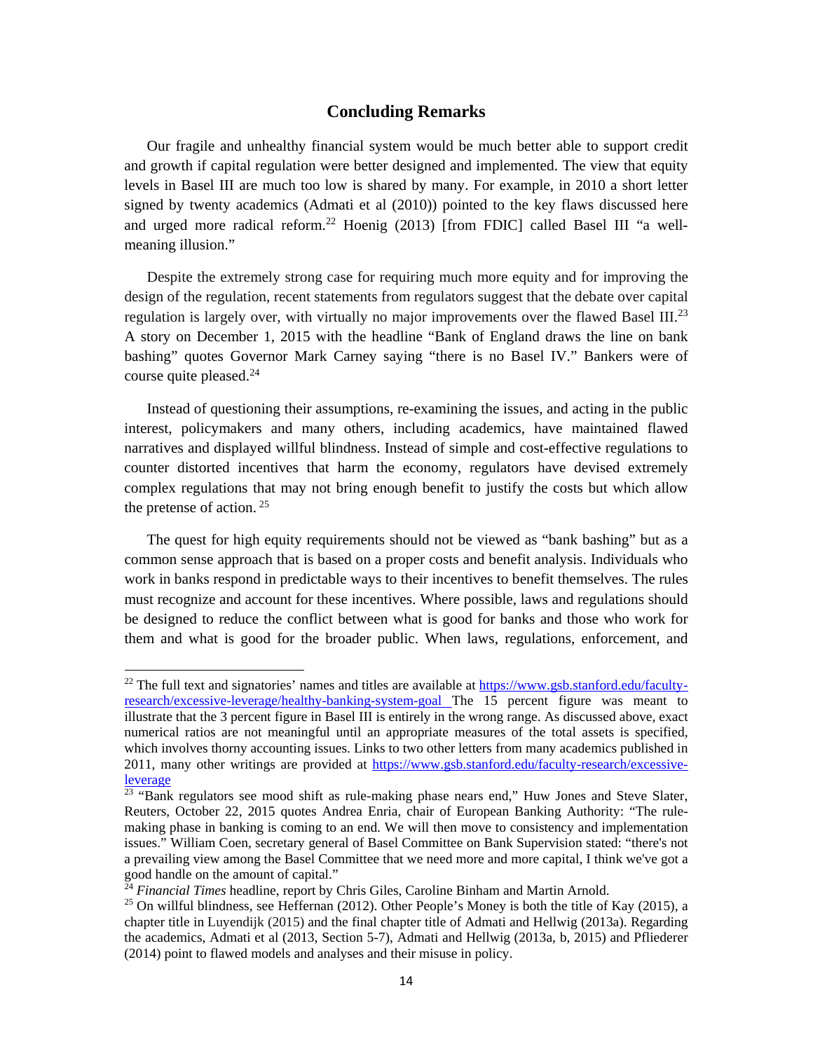## Concluding Remarks

Our fragile and unhealthy financial system would be much better able to support credit and growth if capital regulation were better designed and implemented. The view that equity levels in Basel III are much too low is shared by many. For example, in 2010 a short letter signed by twenty academics (Admati et al (2010)) pointed to the key flaws discussed here and urged more radical reform.[22] Hoenig (2013) [from FDIC] called Basel III "a well-meaning illusion."

Despite the extremely strong case for requiring much more equity and for improving the design of the regulation, recent statements from regulators suggest that the debate over capital regulation is largely over, with virtually no major improvements over the flawed Basel III.[23] A story on December 1, 2015 with the headline "Bank of England draws the line on bank bashing" quotes Governor Mark Carney saying "there is no Basel IV." Bankers were of course quite pleased.[24]

Instead of questioning their assumptions, re-examining the issues, and acting in the public interest, policymakers and many others, including academics, have maintained flawed narratives and displayed willful blindness. Instead of simple and cost-effective regulations to counter distorted incentives that harm the economy, regulators have devised extremely complex regulations that may not bring enough benefit to justify the costs but which allow the pretense of action. [25]

The quest for high equity requirements should not be viewed as "bank bashing" but as a common sense approach that is based on a proper costs and benefit analysis. Individuals who work in banks respond in predictable ways to their incentives to benefit themselves. The rules must recognize and account for these incentives. Where possible, laws and regulations should be designed to reduce the conflict between what is good for banks and those who work for them and what is good for the broader public. When laws, regulations, enforcement, and

---

[22] The full text and signatories' names and titles are available at https://www.gsb.stanford.edu/faculty-research/excessive-leverage/healthy-banking-system-goal The 15 percent figure was meant to illustrate that the 3 percent figure in Basel III is entirely in the wrong range. As discussed above, exact numerical ratios are not meaningful until an appropriate measures of the total assets is specified, which involves thorny accounting issues. Links to two other letters from many academics published in 2011, many other writings are provided at https://www.gsb.stanford.edu/faculty-research/excessive-leverage

[23] "Bank regulators see mood shift as rule-making phase nears end," Huw Jones and Steve Slater, Reuters, October 22, 2015 quotes Andrea Enria, chair of European Banking Authority: "The rule-making phase in banking is coming to an end. We will then move to consistency and implementation issues." William Coen, secretary general of Basel Committee on Bank Supervision stated: "there's not a prevailing view among the Basel Committee that we need more and more capital, I think we've got a good handle on the amount of capital."

[24] *Financial Times* headline, report by Chris Giles, Caroline Binham and Martin Arnold.

[25] On willful blindness, see Heffernan (2012). Other People's Money is both the title of Kay (2015), a chapter title in Luyendijk (2015) and the final chapter title of Admati and Hellwig (2013a). Regarding the academics, Admati et al (2013, Section 5-7), Admati and Hellwig (2013a, b, 2015) and Pfliederer (2014) point to flawed models and analyses and their misuse in policy.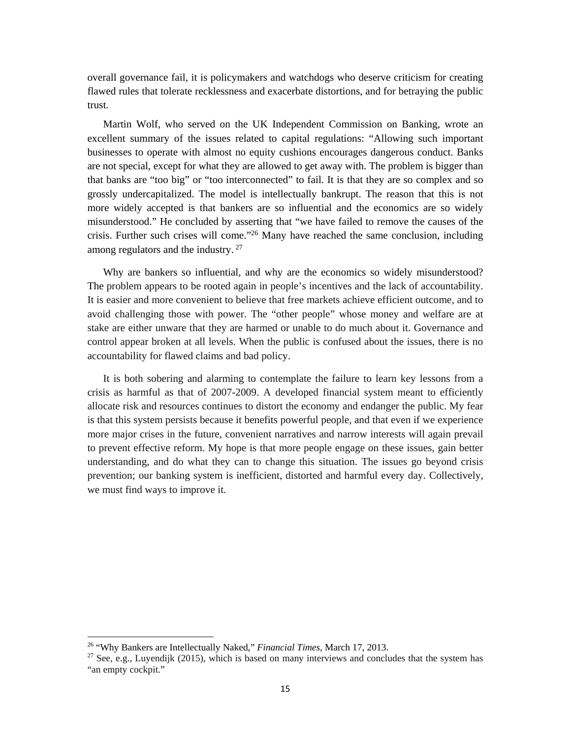overall governance fail, it is policymakers and watchdogs who deserve criticism for creating flawed rules that tolerate recklessness and exacerbate distortions, and for betraying the public trust.

Martin Wolf, who served on the UK Independent Commission on Banking, wrote an excellent summary of the issues related to capital regulations: "Allowing such important businesses to operate with almost no equity cushions encourages dangerous conduct. Banks are not special, except for what they are allowed to get away with. The problem is bigger than that banks are "too big" or "too interconnected" to fail. It is that they are so complex and so grossly undercapitalized. The model is intellectually bankrupt. The reason that this is not more widely accepted is that bankers are so influential and the economics are so widely misunderstood." He concluded by asserting that "we have failed to remove the causes of the crisis. Further such crises will come."[26] Many have reached the same conclusion, including among regulators and the industry.[27]

Why are bankers so influential, and why are the economics so widely misunderstood? The problem appears to be rooted again in people's incentives and the lack of accountability. It is easier and more convenient to believe that free markets achieve efficient outcome, and to avoid challenging those with power. The "other people" whose money and welfare are at stake are either unware that they are harmed or unable to do much about it. Governance and control appear broken at all levels. When the public is confused about the issues, there is no accountability for flawed claims and bad policy.

It is both sobering and alarming to contemplate the failure to learn key lessons from a crisis as harmful as that of 2007-2009. A developed financial system meant to efficiently allocate risk and resources continues to distort the economy and endanger the public. My fear is that this system persists because it benefits powerful people, and that even if we experience more major crises in the future, convenient narratives and narrow interests will again prevail to prevent effective reform. My hope is that more people engage on these issues, gain better understanding, and do what they can to change this situation. The issues go beyond crisis prevention; our banking system is inefficient, distorted and harmful every day. Collectively, we must find ways to improve it.

---

[26] "Why Bankers are Intellectually Naked," *Financial Times*, March 17, 2013.

[27] See, e.g., Luyendijk (2015), which is based on many interviews and concludes that the system has "an empty cockpit."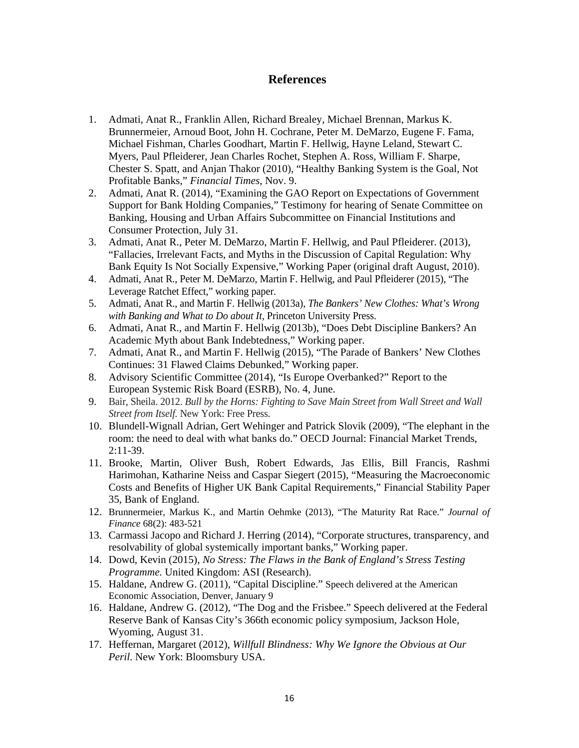## References

1. Admati, Anat R., Franklin Allen, Richard Brealey, Michael Brennan, Markus K. Brunnermeier, Arnoud Boot, John H. Cochrane, Peter M. DeMarzo, Eugene F. Fama, Michael Fishman, Charles Goodhart, Martin F. Hellwig, Hayne Leland, Stewart C. Myers, Paul Pfleiderer, Jean Charles Rochet, Stephen A. Ross, William F. Sharpe, Chester S. Spatt, and Anjan Thakor (2010), "Healthy Banking System is the Goal, Not Profitable Banks," *Financial Times*, Nov. 9.
2. Admati, Anat R. (2014), "Examining the GAO Report on Expectations of Government Support for Bank Holding Companies," Testimony for hearing of Senate Committee on Banking, Housing and Urban Affairs Subcommittee on Financial Institutions and Consumer Protection, July 31.
3. Admati, Anat R., Peter M. DeMarzo, Martin F. Hellwig, and Paul Pfleiderer. (2013), "Fallacies, Irrelevant Facts, and Myths in the Discussion of Capital Regulation: Why Bank Equity Is Not Socially Expensive," Working Paper (original draft August, 2010).
4. Admati, Anat R., Peter M. DeMarzo, Martin F. Hellwig, and Paul Pfleiderer (2015), "The Leverage Ratchet Effect," working paper.
5. Admati, Anat R., and Martin F. Hellwig (2013a), *The Bankers' New Clothes: What's Wrong with Banking and What to Do about It,* Princeton University Press.
6. Admati, Anat R., and Martin F. Hellwig (2013b), "Does Debt Discipline Bankers? An Academic Myth about Bank Indebtedness," Working paper.
7. Admati, Anat R., and Martin F. Hellwig (2015), "The Parade of Bankers' New Clothes Continues: 31 Flawed Claims Debunked," Working paper.
8. Advisory Scientific Committee (2014), "Is Europe Overbanked?" Report to the European Systemic Risk Board (ESRB), No. 4, June.
9. Bair, Sheila. 2012. *Bull by the Horns: Fighting to Save Main Street from Wall Street and Wall Street from Itself.* New York: Free Press.
10. Blundell-Wignall Adrian, Gert Wehinger and Patrick Slovik (2009), "The elephant in the room: the need to deal with what banks do." OECD Journal: Financial Market Trends, 2:11-39.
11. Brooke, Martin, Oliver Bush, Robert Edwards, Jas Ellis, Bill Francis, Rashmi Harimohan, Katharine Neiss and Caspar Siegert (2015), "Measuring the Macroeconomic Costs and Benefits of Higher UK Bank Capital Requirements," Financial Stability Paper 35, Bank of England.
12. Brunnermeier, Markus K., and Martin Oehmke (2013), "The Maturity Rat Race." *Journal of Finance* 68(2): 483-521
13. Carmassi Jacopo and Richard J. Herring (2014), "Corporate structures, transparency, and resolvability of global systemically important banks," Working paper.
14. Dowd, Kevin (2015), *No Stress: The Flaws in the Bank of England's Stress Testing Programme.* United Kingdom: ASI (Research).
15. Haldane, Andrew G. (2011), "Capital Discipline." Speech delivered at the American Economic Association, Denver, January 9
16. Haldane, Andrew G. (2012), "The Dog and the Frisbee." Speech delivered at the Federal Reserve Bank of Kansas City's 366th economic policy symposium, Jackson Hole, Wyoming, August 31.
17. Heffernan, Margaret (2012), *Willfull Blindness: Why We Ignore the Obvious at Our Peril*. New York: Bloomsbury USA.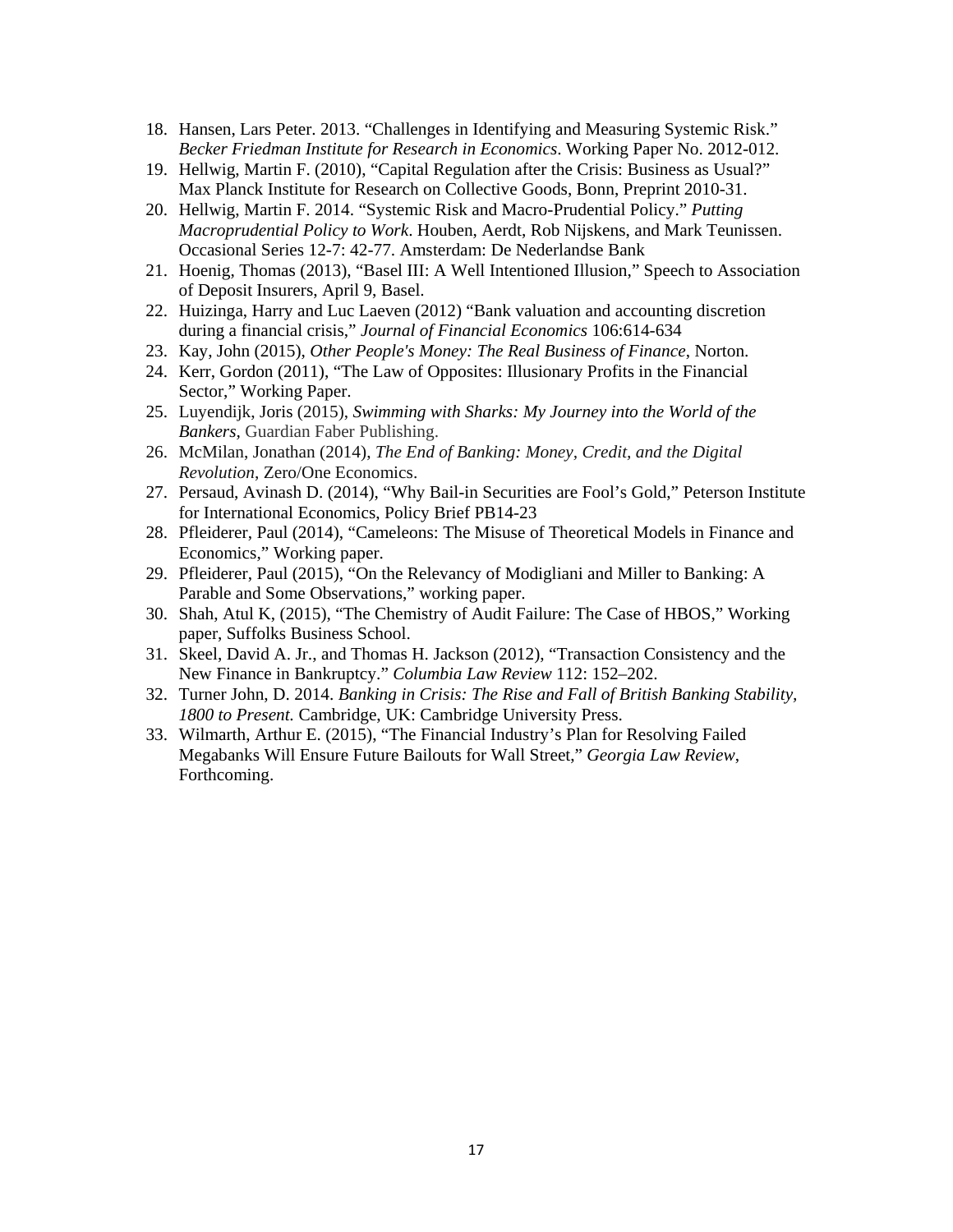18. Hansen, Lars Peter. 2013. "Challenges in Identifying and Measuring Systemic Risk." *Becker Friedman Institute for Research in Economics*. Working Paper No. 2012-012.
19. Hellwig, Martin F. (2010), "Capital Regulation after the Crisis: Business as Usual?" Max Planck Institute for Research on Collective Goods, Bonn, Preprint 2010-31.
20. Hellwig, Martin F. 2014. "Systemic Risk and Macro-Prudential Policy." *Putting Macroprudential Policy to Work*. Houben, Aerdt, Rob Nijskens, and Mark Teunissen. Occasional Series 12-7: 42-77. Amsterdam: De Nederlandse Bank
21. Hoenig, Thomas (2013), "Basel III: A Well Intentioned Illusion," Speech to Association of Deposit Insurers, April 9, Basel.
22. Huizinga, Harry and Luc Laeven (2012) "Bank valuation and accounting discretion during a financial crisis," *Journal of Financial Economics* 106:614-634
23. Kay, John (2015), *Other People's Money: The Real Business of Finance*, Norton.
24. Kerr, Gordon (2011), "The Law of Opposites: Illusionary Profits in the Financial Sector," Working Paper.
25. Luyendijk, Joris (2015), *Swimming with Sharks: My Journey into the World of the Bankers*, Guardian Faber Publishing.
26. McMilan, Jonathan (2014), *The End of Banking: Money, Credit, and the Digital Revolution*, Zero/One Economics.
27. Persaud, Avinash D. (2014), "Why Bail-in Securities are Fool's Gold," Peterson Institute for International Economics, Policy Brief PB14-23
28. Pfleiderer, Paul (2014), "Cameleons: The Misuse of Theoretical Models in Finance and Economics," Working paper.
29. Pfleiderer, Paul (2015), "On the Relevancy of Modigliani and Miller to Banking: A Parable and Some Observations," working paper.
30. Shah, Atul K, (2015), "The Chemistry of Audit Failure: The Case of HBOS," Working paper, Suffolks Business School.
31. Skeel, David A. Jr., and Thomas H. Jackson (2012), "Transaction Consistency and the New Finance in Bankruptcy." *Columbia Law Review* 112: 152–202.
32. Turner John, D. 2014. *Banking in Crisis: The Rise and Fall of British Banking Stability, 1800 to Present.* Cambridge, UK: Cambridge University Press.
33. Wilmarth, Arthur E. (2015), "The Financial Industry's Plan for Resolving Failed Megabanks Will Ensure Future Bailouts for Wall Street," *Georgia Law Review*, Forthcoming.